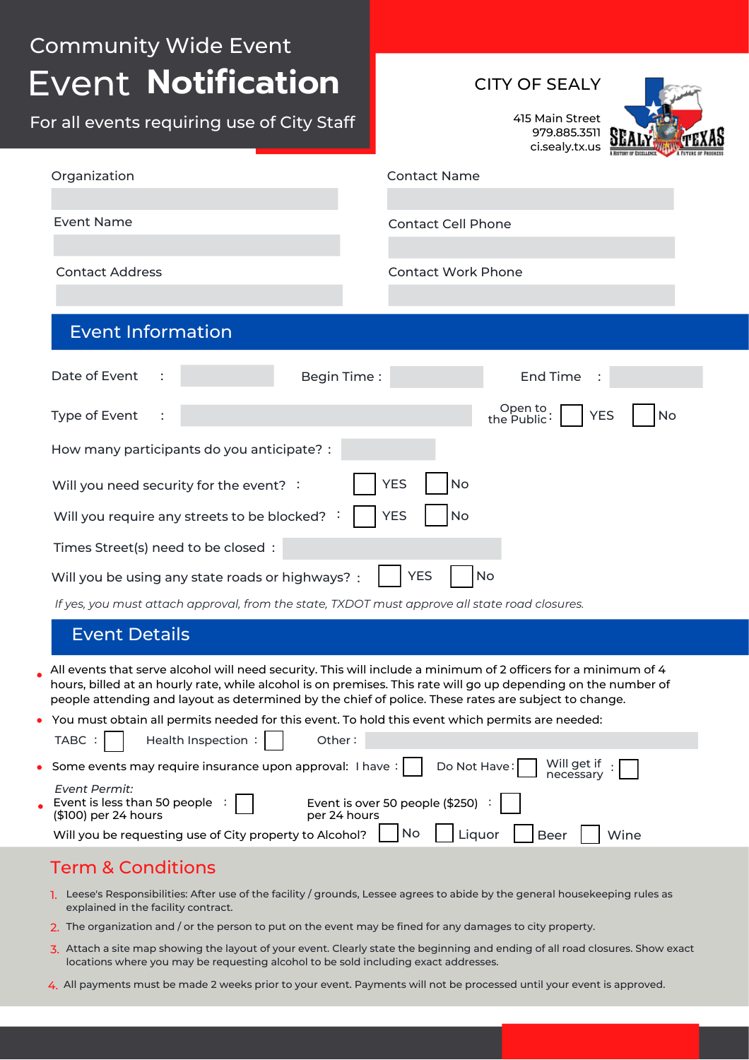Community Wide Event

# Event **Notification**

For all events requiring use of City Staff

CITY OF SEALY

415 Main Street
979.885.3511
ci.sealy.tx.us

SEALY TEXAS
A HISTORY OF EXCELLENCE A FUTURE OF PROGRESS

Organization

Contact Name

Event Name

Contact Cell Phone

Contact Address

Contact Work Phone

## Event Information

Date of Event :        Begin Time :        End Time :

Type of Event :        Open to the Public : ☐ YES ☐ No

How many participants do you anticipate? :

Will you need security for the event? : ☐ YES ☐ No

Will you require any streets to be blocked? : ☐ YES ☐ No

Times Street(s) need to be closed :

Will you be using any state roads or highways? : ☐ YES ☐ No

*If yes, you must attach approval, from the state, TXDOT must approve all state road closures.*

## Event Details

- All events that serve alcohol will need security. This will include a minimum of 2 officers for a minimum of 4 hours, billed at an hourly rate, while alcohol is on premises. This rate will go up depending on the number of people attending and layout as determined by the chief of police. These rates are subject to change.
- You must obtain all permits needed for this event. To hold this event which permits are needed:

  TABC : ☐   Health Inspection : ☐   Other :

- Some events may require insurance upon approval: I have : ☐   Do Not Have : ☐   Will get if necessary : ☐

  *Event Permit:*

- Event is less than 50 people ($100) per 24 hours : ☐   Event is over 50 people ($250) per 24 hours : ☐

Will you be requesting use of City property to Alcohol? ☐ No ☐ Liquor ☐ Beer ☐ Wine

## Term & Conditions

1. Leese's Responsibilities: After use of the facility / grounds, Lessee agrees to abide by the general housekeeping rules as explained in the facility contract.
2. The organization and / or the person to put on the event may be fined for any damages to city property.
3. Attach a site map showing the layout of your event. Clearly state the beginning and ending of all road closures. Show exact locations where you may be requesting alcohol to be sold including exact addresses.
4. All payments must be made 2 weeks prior to your event. Payments will not be processed until your event is approved.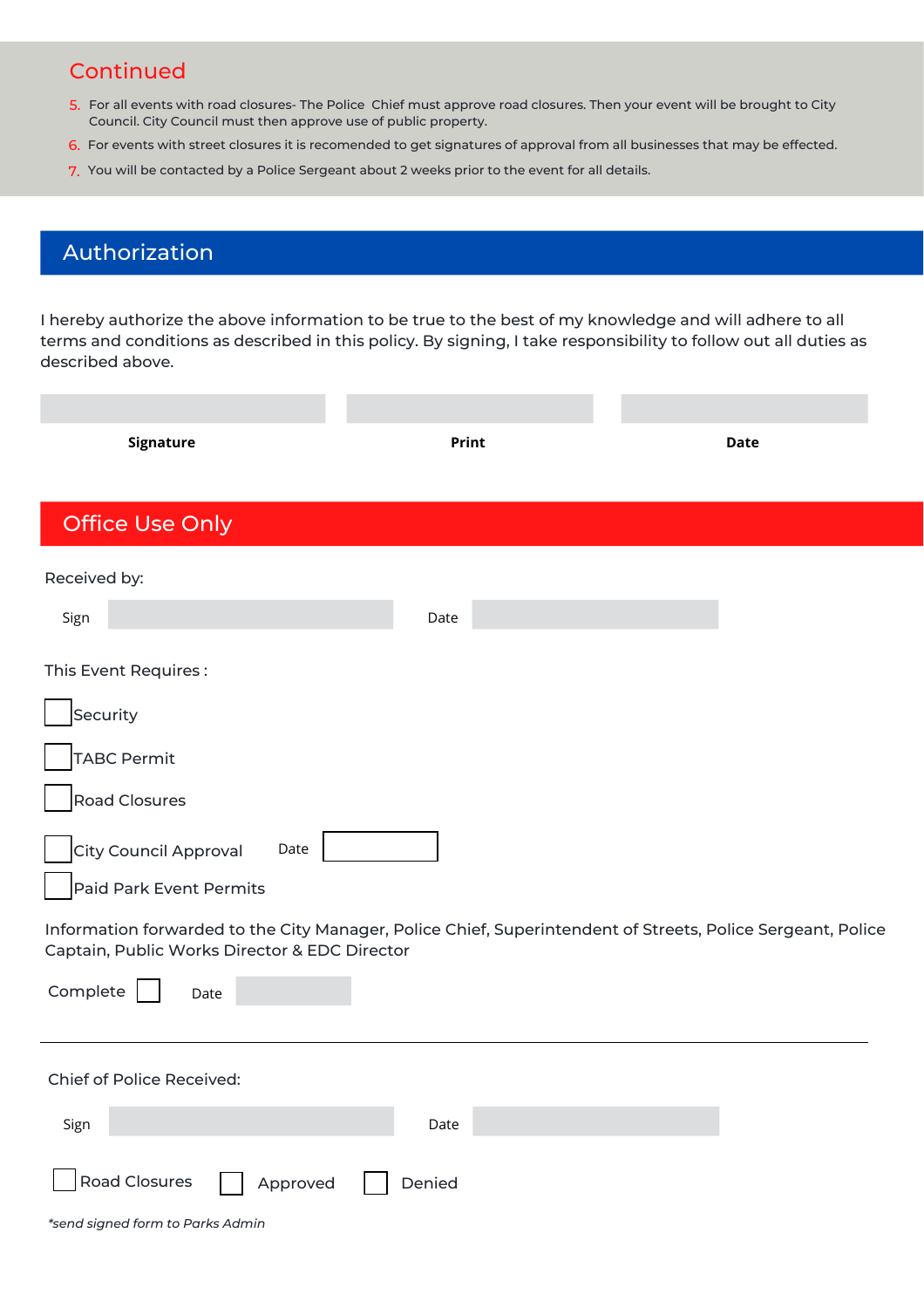## Continued

5. For all events with road closures- The Police Chief must approve road closures. Then your event will be brought to City Council. City Council must then approve use of public property.
6. For events with street closures it is recomended to get signatures of approval from all businesses that may be effected.
7. You will be contacted by a Police Sergeant about 2 weeks prior to the event for all details.

## Authorization

I hereby authorize the above information to be true to the best of my knowledge and will adhere to all terms and conditions as described in this policy. By signing, I take responsibility to follow out all duties as described above.

| | | |
|---|---|---|
| | | |
| **Signature** | **Print** | **Date** |

## Office Use Only

Received by:

Sign ____________ Date ____________

This Event Requires :

- [ ] Security
- [ ] TABC Permit
- [ ] Road Closures
- [ ] City Council Approval    Date ____________
- [ ] Paid Park Event Permits

Information forwarded to the City Manager, Police Chief, Superintendent of Streets, Police Sergeant, Police Captain, Public Works Director & EDC Director

Complete [ ]    Date ____________

---

Chief of Police Received:

Sign ____________ Date ____________

[ ] Road Closures    [ ] Approved    [ ] Denied

*\*send signed form to Parks Admin*